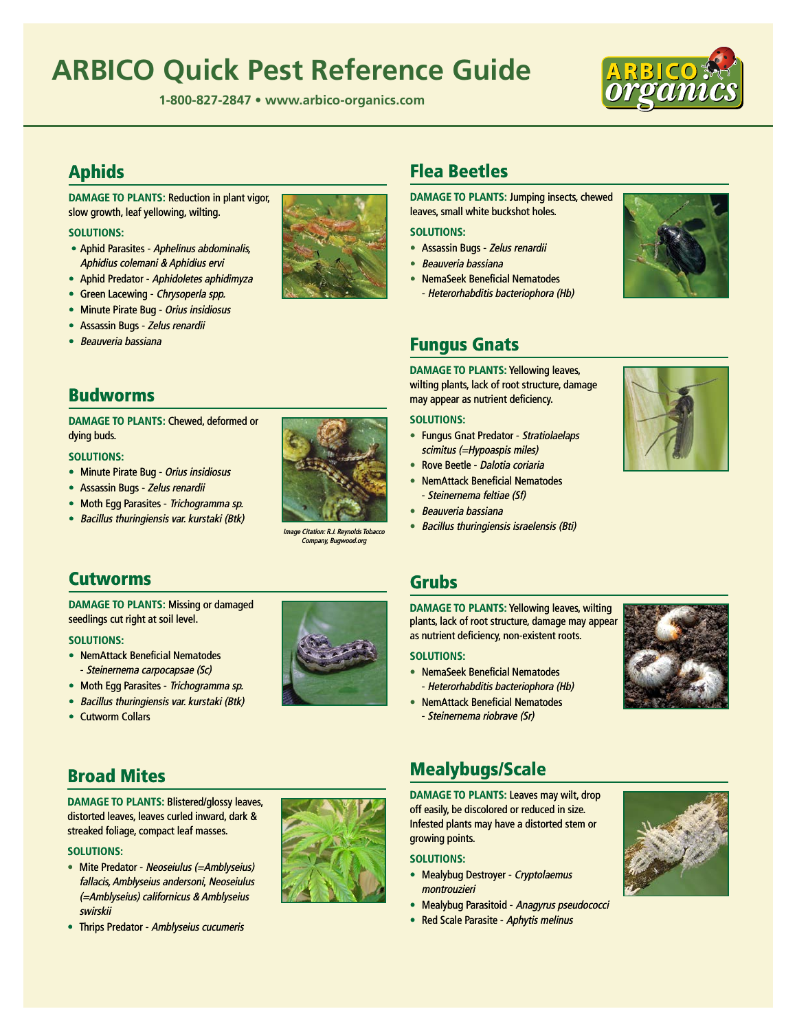# ARBICO Quick Pest Reference Guide

**1-800-827-2847 • www.arbico-organics.com**

## Aphids

**DAMAGE TO PLANTS:** Reduction in plant vigor, slow growth, leaf yellowing, wilting.

**SOLUTIONS:**

- Aphid Parasites - *Aphelinus abdominalis, Aphidius colemani & Aphidius ervi*
- Aphid Predator - *Aphidoletes aphidimyza*
- Green Lacewing - *Chrysoperla spp.*
- Minute Pirate Bug - *Orius insidiosus*
- Assassin Bugs - *Zelus renardii*
- *Beauveria bassiana*

## Budworms

**DAMAGE TO PLANTS:** Chewed, deformed or dying buds.

**SOLUTIONS:**

- Minute Pirate Bug - *Orius insidiosus*
- Assassin Bugs - *Zelus renardii*
- Moth Egg Parasites - *Trichogramma sp.*
- *Bacillus thuringiensis var. kurstaki (Btk)*

*Image Citation: R.J. Reynolds Tobacco Company, Bugwood.org*

## Cutworms

**DAMAGE TO PLANTS:** Missing or damaged seedlings cut right at soil level.

**SOLUTIONS:**

- NemAttack Beneficial Nematodes - *Steinernema carpocapsae (Sc)*
- Moth Egg Parasites - *Trichogramma sp.*
- *Bacillus thuringiensis var. kurstaki (Btk)*
- Cutworm Collars

## Broad Mites

**DAMAGE TO PLANTS:** Blistered/glossy leaves, distorted leaves, leaves curled inward, dark & streaked foliage, compact leaf masses.

**SOLUTIONS:**

- Mite Predator - *Neoseiulus (=Amblyseius) fallacis, Amblyseius andersoni, Neoseiulus (=Amblyseius) californicus & Amblyseius swirskii*
- Thrips Predator - *Amblyseius cucumeris*

## Flea Beetles

**DAMAGE TO PLANTS:** Jumping insects, chewed leaves, small white buckshot holes.

**SOLUTIONS:**

- Assassin Bugs - *Zelus renardii*
- *Beauveria bassiana*
- NemaSeek Beneficial Nematodes - *Heterorhabditis bacteriophora (Hb)*

## Fungus Gnats

**DAMAGE TO PLANTS:** Yellowing leaves, wilting plants, lack of root structure, damage may appear as nutrient deficiency.

**SOLUTIONS:**

- Fungus Gnat Predator - *Stratiolaelaps scimitus (=Hypoaspis miles)*
- Rove Beetle - *Dalotia coriaria*
- NemAttack Beneficial Nematodes - *Steinernema feltiae (Sf)*
- *Beauveria bassiana*
- *Bacillus thuringiensis israelensis (Bti)*

## Grubs

**DAMAGE TO PLANTS:** Yellowing leaves, wilting plants, lack of root structure, damage may appear as nutrient deficiency, non-existent roots.

**SOLUTIONS:**

- NemaSeek Beneficial Nematodes - *Heterorhabditis bacteriophora (Hb)*
- NemAttack Beneficial Nematodes - *Steinernema riobrave (Sr)*

## Mealybugs/Scale

**DAMAGE TO PLANTS:** Leaves may wilt, drop off easily, be discolored or reduced in size. Infested plants may have a distorted stem or growing points.

**SOLUTIONS:**

- Mealybug Destroyer - *Cryptolaemus montrouzieri*
- Mealybug Parasitoid - *Anagyrus pseudococci*
- Red Scale Parasite - *Aphytis melinus*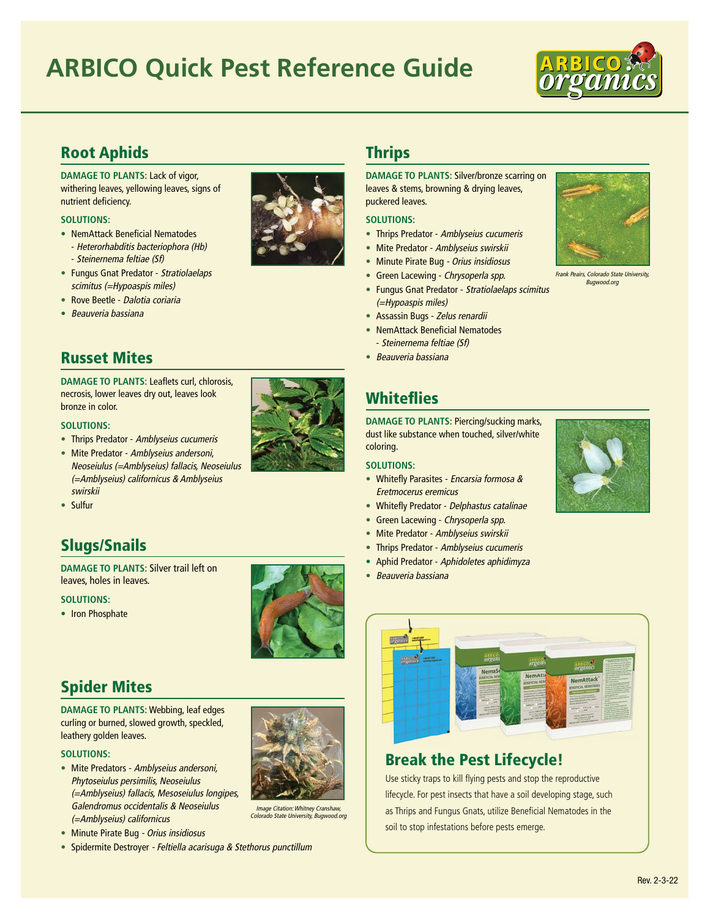# ARBICO Quick Pest Reference Guide

## Root Aphids

**DAMAGE TO PLANTS:** Lack of vigor, withering leaves, yellowing leaves, signs of nutrient deficiency.

**SOLUTIONS:**

- NemAttack Beneficial Nematodes
  - *Heterorhabditis bacteriophora (Hb)*
  - *Steinernema feltiae (Sf)*
- Fungus Gnat Predator - *Stratiolaelaps scimitus (=Hypoaspis miles)*
- Rove Beetle - *Dalotia coriaria*
- *Beauveria bassiana*

## Russet Mites

**DAMAGE TO PLANTS:** Leaflets curl, chlorosis, necrosis, lower leaves dry out, leaves look bronze in color.

**SOLUTIONS:**

- Thrips Predator - *Amblyseius cucumeris*
- Mite Predator - *Amblyseius andersoni, Neoseiulus (=Amblyseius) fallacis, Neoseiulus (=Amblyseius) californicus & Amblyseius swirskii*
- Sulfur

## Slugs/Snails

**DAMAGE TO PLANTS:** Silver trail left on leaves, holes in leaves.

**SOLUTIONS:**

- Iron Phosphate

## Spider Mites

**DAMAGE TO PLANTS:** Webbing, leaf edges curling or burned, slowed growth, speckled, leathery golden leaves.

**SOLUTIONS:**

- Mite Predators - *Amblyseius andersoni, Phytoseiulus persimilis, Neoseiulus (=Amblyseius) fallacis, Neoseiulus longipes, Galendromus occidentalis & Neoseiulus (=Amblyseius) californicus*
- Minute Pirate Bug - *Orius insidiosus*
- Spidermite Destroyer - *Feltiella acarisuga & Stethorus punctillum*

Image Citation: Whitney Cranshaw, Colorado State University, Bugwood.org

## Thrips

**DAMAGE TO PLANTS:** Silver/bronze scarring on leaves & stems, browning & drying leaves, puckered leaves.

**SOLUTIONS:**

- Thrips Predator - *Amblyseius cucumeris*
- Mite Predator - *Amblyseius swirskii*
- Minute Pirate Bug - *Orius insidiosus*
- Green Lacewing - *Chrysoperla spp.*
- Fungus Gnat Predator - *Stratiolaelaps scimitus (=Hypoaspis miles)*
- Assassin Bugs - *Zelus renardii*
- NemAttack Beneficial Nematodes
  - *Steinernema feltiae (Sf)*
- *Beauveria bassiana*

Frank Peairs, Colorado State University, Bugwood.org

## Whiteflies

**DAMAGE TO PLANTS:** Piercing/sucking marks, dust like substance when touched, silver/white coloring.

**SOLUTIONS:**

- Whitefly Parasites - *Encarsia formosa & Eretmocerus eremicus*
- Whitefly Predator - *Delphastus catalinae*
- Green Lacewing - *Chrysoperla spp.*
- Mite Predator - *Amblyseius swirskii*
- Thrips Predator - *Amblyseius cucumeris*
- Aphid Predator - *Aphidoletes aphidimyza*
- *Beauveria bassiana*

## Break the Pest Lifecycle!

Use sticky traps to kill flying pests and stop the reproductive lifecycle. For pest insects that have a soil developing stage, such as Thrips and Fungus Gnats, utilize Beneficial Nematodes in the soil to stop infestations before pests emerge.

Rev. 2-3-22